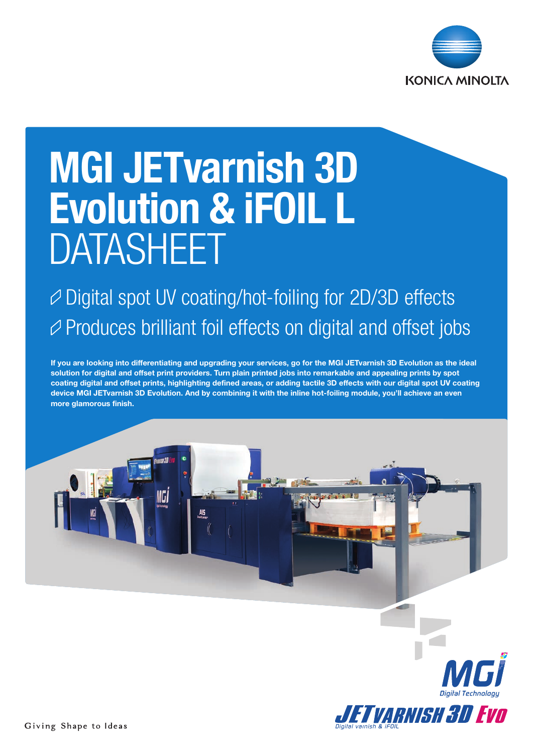# MGI JETvarnish 3D Evolution & iFOIL L DATASHEET

- Digital spot UV coating/hot-foiling for 2D/3D effects
- Produces brilliant foil effects on digital and offset jobs

**If you are looking into differentiating and upgrading your services, go for the MGI JETvarnish 3D Evolution as the ideal solution for digital and offset print providers. Turn plain printed jobs into remarkable and appealing prints by spot coating digital and offset prints, highlighting defined areas, or adding tactile 3D effects with our digital spot UV coating device MGI JETvarnish 3D Evolution. And by combining it with the inline hot-foiling module, you'll achieve an even more glamorous finish.**

Giving Shape to Ideas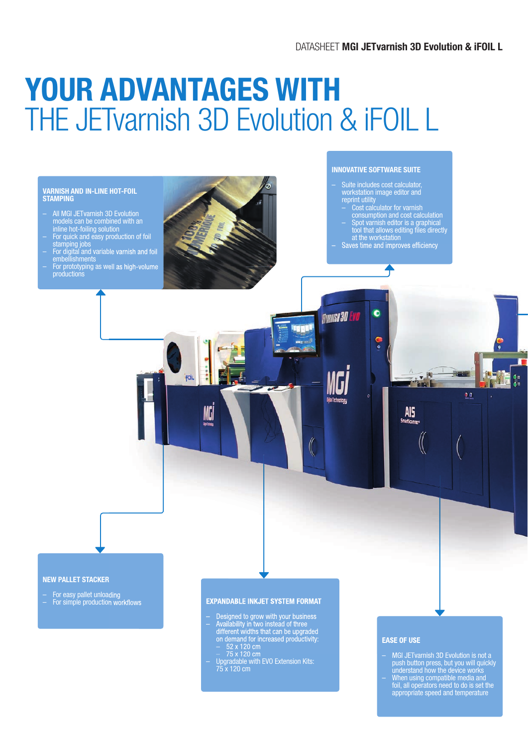# YOUR ADVANTAGES WITH
# THE JETvarnish 3D Evolution & iFOIL L

### VARNISH AND IN-LINE HOT-FOIL STAMPING

- All MGI JETvarnish 3D Evolution models can be combined with an inline hot-foiling solution
- For quick and easy production of foil stamping jobs
- For digital and variable varnish and foil embellishments
- For prototyping as well as high-volume productions

### INNOVATIVE SOFTWARE SUITE

- Suite includes cost calculator, workstation image editor and reprint utility
  - Cost calculator for varnish consumption and cost calculation
  - Spot varnish editor is a graphical tool that allows editing files directly at the workstation
- Saves time and improves efficiency

### NEW PALLET STACKER

- For easy pallet unloading
- For simple production workflows

### EXPANDABLE INKJET SYSTEM FORMAT

- Designed to grow with your business
- Availability in two instead of three different widths that can be upgraded on demand for increased productivity:
  - 52 x 120 cm
  - 75 x 120 cm
- Upgradable with EVO Extension Kits: 75 x 120 cm

### EASE OF USE

- MGI JETvarnish 3D Evolution is not a push button press, but you will quickly understand how the device works
- When using compatible media and foil, all operators need to do is set the appropriate speed and temperature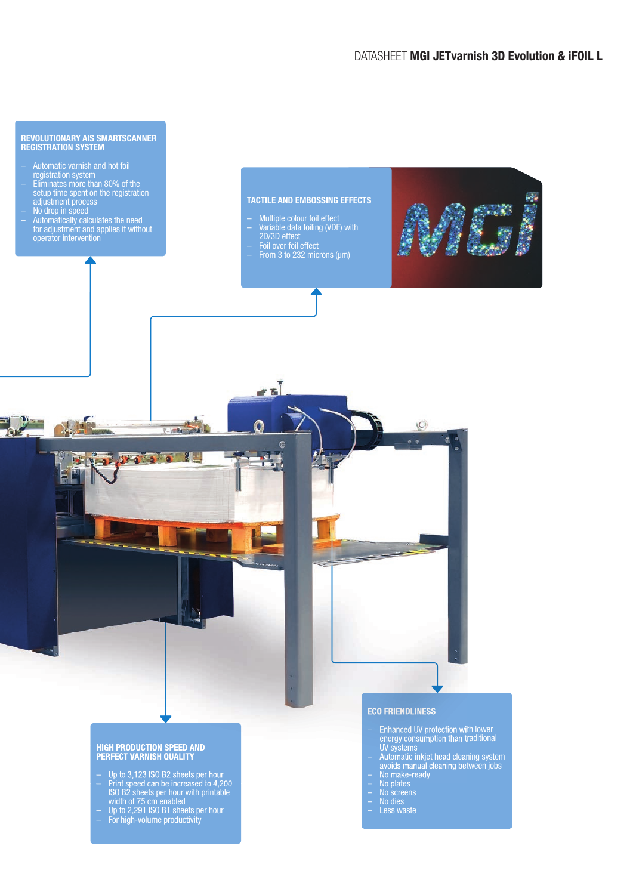## REVOLUTIONARY AIS SMARTSCANNER REGISTRATION SYSTEM

- Automatic varnish and hot foil registration system
- Eliminates more than 80% of the setup time spent on the registration adjustment process
- No drop in speed
- Automatically calculates the need for adjustment and applies it without operator intervention

## TACTILE AND EMBOSSING EFFECTS

- Multiple colour foil effect
- Variable data foiling (VDF) with 2D/3D effect
- Foil over foil effect
- From 3 to 232 microns (μm)

## HIGH PRODUCTION SPEED AND PERFECT VARNISH QUALITY

- Up to 3,123 ISO B2 sheets per hour
- Print speed can be increased to 4,200 ISO B2 sheets per hour with printable width of 75 cm enabled
- Up to 2,291 ISO B1 sheets per hour
- For high-volume productivity

## ECO FRIENDLINESS

- Enhanced UV protection with lower energy consumption than traditional UV systems
- Automatic inkjet head cleaning system avoids manual cleaning between jobs
- No make-ready
- No plates
- No screens
- No dies
- Less waste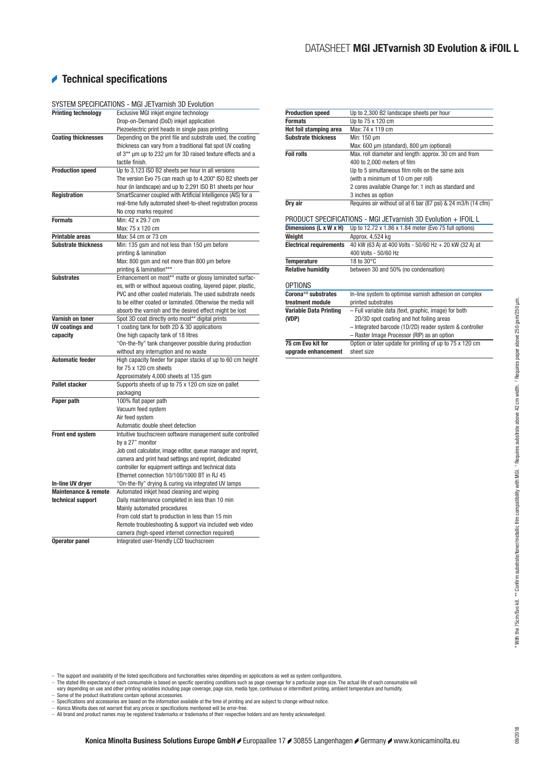DATASHEET **MGI JETvarnish 3D Evolution & iFOIL L**

## Technical specifications

### SYSTEM SPECIFICATIONS - MGI JETvarnish 3D Evolution

| | |
|---|---|
| **Printing technology** | Exclusive MGI inkjet engine technology<br>Drop-on-Demand (DoD) inkjet application<br>Piezoelectric print heads in single pass printing |
| **Coating thicknesses** | Depending on the print file and substrate used, the coating thickness can vary from a traditional flat spot UV coating of 3** µm up to 232 µm for 3D raised texture effects and a tactile finish. |
| **Production speed** | Up to 3,123 ISO B2 sheets per hour in all versions<br>The version Evo 75 can reach up to 4,200* ISO B2 sheets per hour (in landscape) and up to 2,291 ISO B1 sheets per hour |
| **Registration** | SmartScanner coupled with Artificial Intelligence (AIS) for a real-time fully automated sheet-to-sheet registration process<br>No crop marks required |
| **Formats** | Min: 42 x 29.7 cm<br>Max: 75 x 120 cm |
| **Printable areas** | Max: 54 cm or 73 cm |
| **Substrate thickness** | Min: 135 gsm and not less than 150 µm before printing & lamination<br>Max: 800 gsm and not more than 800 µm before printing & lamination*** |
| **Substrates** | Enhancement on most** matte or glossy laminated surfaces, with or without aqueous coating, layered paper, plastic, PVC and other coated materials. The used substrate needs to be either coated or laminated. Otherwise the media will absorb the varnish and the desired effect might be lost |
| **Varnish on toner** | Spot 3D coat directly onto most** digital prints |
| **UV coatings and capacity** | 1 coating tank for both 2D & 3D applications<br>One high capacity tank of 18 litres<br>"On-the-fly" tank changeover possible during production without any interruption and no waste |
| **Automatic feeder** | High capacity feeder for paper stacks of up to 60 cm height for 75 x 120 cm sheets<br>Approximately 4,000 sheets at 135 gsm |
| **Pallet stacker** | Supports sheets of up to 75 x 120 cm size on pallet packaging |
| **Paper path** | 100% flat paper path<br>Vacuum feed system<br>Air feed system<br>Automatic double sheet detection |
| **Front end system** | Intuitive touchscreen software management suite controlled by a 27" monitor<br>Job cost calculator, image editor, queue manager and reprint, camera and print head settings and reprint, dedicated controller for equipment settings and technical data<br>Ethernet connection 10/100/1000 BT in RJ 45 |
| **In-line UV dryer** | "On-the-fly" drying & curing via integrated UV lamps |
| **Maintenance & remote technical support** | Automated inkjet head cleaning and wiping<br>Daily maintenance completed in less than 10 min<br>Mainly automated procedures<br>From cold start to production in less than 15 min<br>Remote troubleshooting & support via included web video camera (high-speed internet connection required) |
| **Operator panel** | Integrated user-friendly LCD touchscreen |

| | |
|---|---|
| **Production speed** | Up to 2,300 B2 landscape sheets per hour |
| **Formats** | Up to 75 x 120 cm |
| **Hot foil stamping area** | Max: 74 x 119 cm |
| **Substrate thickness** | Min: 150 µm<br>Max: 600 µm (standard), 800 µm (optional) |
| **Foil rolls** | Max. roll diameter and length: approx. 30 cm and from 400 to 2,000 meters of film<br>Up to 5 simultaneous film rolls on the same axis (with a minimum of 10 cm per roll)<br>2 cores available Change for: 1 inch as standard and 3 inches as option |
| **Dry air** | Requires air without oil at 6 bar (87 psi) & 24 m3/h (14 cfm) |

### PRODUCT SPECIFICATIONS - MGI JETvarnish 3D Evolution + IFOIL L

| | |
|---|---|
| **Dimensions (L x W x H)** | Up to 12.72 x 1.86 x 1.84 meter (Evo 75 full options) |
| **Weight** | Approx. 4,524 kg |
| **Electrical requirements** | 40 kW (63 A) at 400 Volts - 50/60 Hz + 20 kW (32 A) at 400 Volts - 50/60 Hz |
| **Temperature** | 18 to 30°C |
| **Relative humidity** | between 30 and 50% (no condensation) |

### OPTIONS

| | |
|---|---|
| **Corona[1/2] substrates treatment module** | In-line system to optimise varnish adhesion on complex printed substrates |
| **Variable Data Printing (VDP)** | – Full variable data (text, graphic, image) for both 2D/3D spot coating and hot foiling areas<br>– Integrated barcode (1D/2D) reader system & controller<br>– Raster Image Processor (RIP) as an option |
| **75 cm Evo kit for upgrade enhancement** | Option or later update for printing of up to 75 x 120 cm sheet size |

\* With the 75cm/Evo kit. ** Confirm substrate/toner/metallic film compatibility with MGI. [1] Requires substrate above 42 cm width. [2] Requires paper above 250 gsm/250 µm.

– The support and availability of the listed specifications and functionalities varies depending on applications as well as system configurations.
– The stated life expectancy of each consumable is based on specific operating conditions such as page coverage for a particular page size. The actual life of each consumable will vary depending on use and other printing variables including page coverage, page size, media type, continuous or intermittent printing, ambient temperature and humidity.
– Some of the product illustrations contain optional accessories.
– Specifications and accessories are based on the information available at the time of printing and are subject to change without notice.
– Konica Minolta does not warrant that any prices or specifications mentioned will be error-free.
– All brand and product names may be registered trademarks or trademarks of their respective holders and are hereby acknowledged.

09/2018

**Konica Minolta Business Solutions Europe GmbH** Europaallee 17 30855 Langenhagen Germany www.konicaminolta.eu